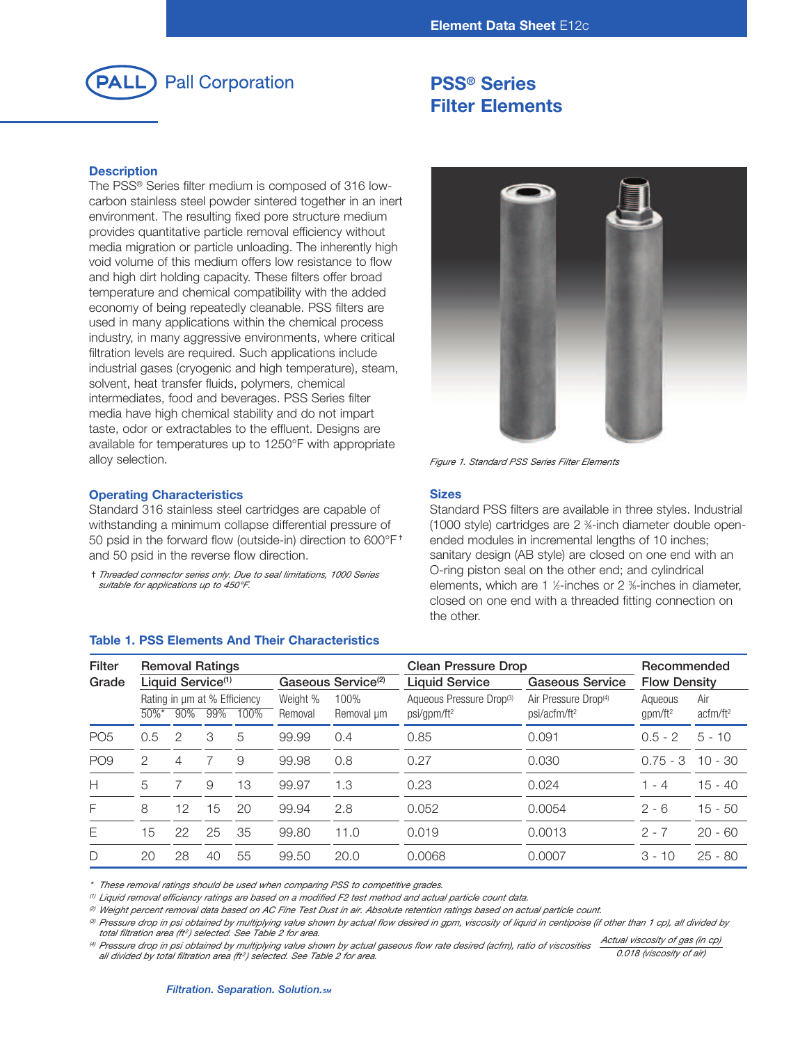Element Data Sheet E12c

Pall Corporation

# PSS® Series Filter Elements

## Description

The PSS® Series filter medium is composed of 316 low-carbon stainless steel powder sintered together in an inert environment. The resulting fixed pore structure medium provides quantitative particle removal efficiency without media migration or particle unloading. The inherently high void volume of this medium offers low resistance to flow and high dirt holding capacity. These filters offer broad temperature and chemical compatibility with the added economy of being repeatedly cleanable. PSS filters are used in many applications within the chemical process industry, in many aggressive environments, where critical filtration levels are required. Such applications include industrial gases (cryogenic and high temperature), steam, solvent, heat transfer fluids, polymers, chemical intermediates, food and beverages. PSS Series filter media have high chemical stability and do not impart taste, odor or extractables to the effluent. Designs are available for temperatures up to 1250°F with appropriate alloy selection.

*Figure 1. Standard PSS Series Filter Elements*

## Operating Characteristics

Standard 316 stainless steel cartridges are capable of withstanding a minimum collapse differential pressure of 50 psid in the forward flow (outside-in) direction to 600°F † and 50 psid in the reverse flow direction.

† *Threaded connector series only. Due to seal limitations, 1000 Series suitable for applications up to 450°F.*

## Sizes

Standard PSS filters are available in three styles. Industrial (1000 style) cartridges are 2 ⅜-inch diameter double open-ended modules in incremental lengths of 10 inches; sanitary design (AB style) are closed on one end with an O-ring piston seal on the other end; and cylindrical elements, which are 1 ½-inches or 2 ⅜-inches in diameter, closed on one end with a threaded fitting connection on the other.

### Table 1. PSS Elements And Their Characteristics

| Filter Grade | Removal Ratings | | | | | | Clean Pressure Drop | | Recommended Flow Density | |
|---|---|---|---|---|---|---|---|---|---|---|
| | Liquid Service[(1)] | | | | Gaseous Service[(2)] | | Liquid Service | Gaseous Service | | |
| | Rating in µm at % Efficiency | | | | Weight % Removal | 100% Removal µm | Aqueous Pressure Drop[(3)] psi/gpm/ft² | Air Pressure Drop[(4)] psi/acfm/ft² | Aqueous gpm/ft² | Air acfm/ft² |
| | 50%* | 90% | 99% | 100% | | | | | | |
| PO5 | 0.5 | 2 | 3 | 5 | 99.99 | 0.4 | 0.85 | 0.091 | 0.5 - 2 | 5 - 10 |
| PO9 | 2 | 4 | 7 | 9 | 99.98 | 0.8 | 0.27 | 0.030 | 0.75 - 3 | 10 - 30 |
| H | 5 | 7 | 9 | 13 | 99.97 | 1.3 | 0.23 | 0.024 | 1 - 4 | 15 - 40 |
| F | 8 | 12 | 15 | 20 | 99.94 | 2.8 | 0.052 | 0.0054 | 2 - 6 | 15 - 50 |
| E | 15 | 22 | 25 | 35 | 99.80 | 11.0 | 0.019 | 0.0013 | 2 - 7 | 20 - 60 |
| D | 20 | 28 | 40 | 55 | 99.50 | 20.0 | 0.0068 | 0.0007 | 3 - 10 | 25 - 80 |

\* *These removal ratings should be used when comparing PSS to competitive grades.*

(1) *Liquid removal efficiency ratings are based on a modified F2 test method and actual particle count data.*

(2) *Weight percent removal data based on AC Fine Test Dust in air. Absolute retention ratings based on actual particle count.*

(3) *Pressure drop in psi obtained by multiplying value shown by actual flow desired in gpm, viscosity of liquid in centipoise (if other than 1 cp), all divided by total filtration area (ft²) selected. See Table 2 for area.*

(4) *Pressure drop in psi obtained by multiplying value shown by actual gaseous flow rate desired (acfm), ratio of viscosities $\frac{\text{Actual viscosity of gas (in cp)}}{0.018 \text{ (viscosity of air)}}$ all divided by total filtration area (ft²) selected. See Table 2 for area.*

*Filtration. Separation. Solution.SM*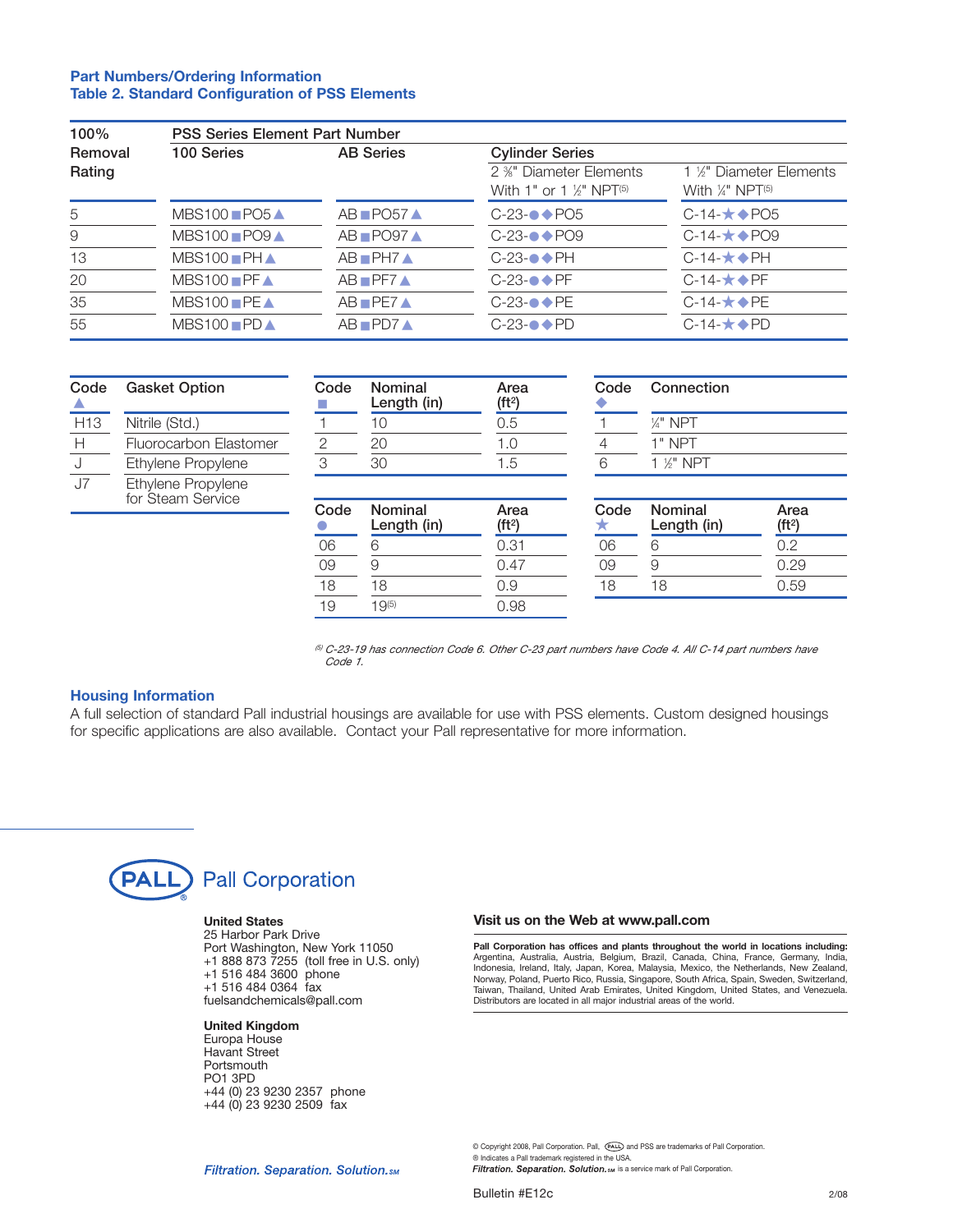## Part Numbers/Ordering Information

### Table 2. Standard Configuration of PSS Elements

| 100% Removal Rating | PSS Series Element Part Number | | | |
|---|---|---|---|---|
| | 100 Series | AB Series | Cylinder Series | |
| | | | 2 ⅜" Diameter Elements With 1" or 1 ½" NPT(5) | 1 ½" Diameter Elements With ¼" NPT(5) |
| 5 | MBS100■PO5▲ | AB■PO57▲ | C-23-●◆PO5 | C-14-★◆PO5 |
| 9 | MBS100■PO9▲ | AB■PO97▲ | C-23-●◆PO9 | C-14-★◆PO9 |
| 13 | MBS100■PH▲ | AB■PH7▲ | C-23-●◆PH | C-14-★◆PH |
| 20 | MBS100■PF▲ | AB■PF7▲ | C-23-●◆PF | C-14-★◆PF |
| 35 | MBS100■PE▲ | AB■PE7▲ | C-23-●◆PE | C-14-★◆PE |
| 55 | MBS100■PD▲ | AB■PD7▲ | C-23-●◆PD | C-14-★◆PD |

| Code ▲ | Gasket Option |
|---|---|
| H13 | Nitrile (Std.) |
| H | Fluorocarbon Elastomer |
| J | Ethylene Propylene |
| J7 | Ethylene Propylene for Steam Service |

| Code ■ | Nominal Length (in) | Area (ft²) |
|---|---|---|
| 1 | 10 | 0.5 |
| 2 | 20 | 1.0 |
| 3 | 30 | 1.5 |

| Code ◆ | Connection |
|---|---|
| 1 | ¼" NPT |
| 4 | 1" NPT |
| 6 | 1 ½" NPT |

| Code ● | Nominal Length (in) | Area (ft²) |
|---|---|---|
| 06 | 6 | 0.31 |
| 09 | 9 | 0.47 |
| 18 | 18 | 0.9 |
| 19 | 19(5) | 0.98 |

| Code ★ | Nominal Length (in) | Area (ft²) |
|---|---|---|
| 06 | 6 | 0.2 |
| 09 | 9 | 0.29 |
| 18 | 18 | 0.59 |

*(5) C-23-19 has connection Code 6. Other C-23 part numbers have Code 4. All C-14 part numbers have Code 1.*

## Housing Information

A full selection of standard Pall industrial housings are available for use with PSS elements. Custom designed housings for specific applications are also available. Contact your Pall representative for more information.

PALL Pall Corporation

**United States**
25 Harbor Park Drive
Port Washington, New York 11050
+1 888 873 7255 (toll free in U.S. only)
+1 516 484 3600 phone
+1 516 484 0364 fax
fuelsandchemicals@pall.com

**United Kingdom**
Europa House
Havant Street
Portsmouth
PO1 3PD
+44 (0) 23 9230 2357 phone
+44 (0) 23 9230 2509 fax

**Visit us on the Web at www.pall.com**

**Pall Corporation has offices and plants throughout the world in locations including:** Argentina, Australia, Austria, Belgium, Brazil, Canada, China, France, Germany, India, Indonesia, Ireland, Italy, Japan, Korea, Malaysia, Mexico, the Netherlands, New Zealand, Norway, Poland, Puerto Rico, Russia, Singapore, South Africa, Spain, Sweden, Switzerland, Taiwan, Thailand, United Arab Emirates, United Kingdom, United States, and Venezuela. Distributors are located in all major industrial areas of the world.

© Copyright 2008, Pall Corporation. Pall, PALL and PSS are trademarks of Pall Corporation.
® Indicates a Pall trademark registered in the USA.
*Filtration. Separation. Solution.SM* is a service mark of Pall Corporation.

*Filtration. Separation. Solution.SM*

Bulletin #E12c 2/08